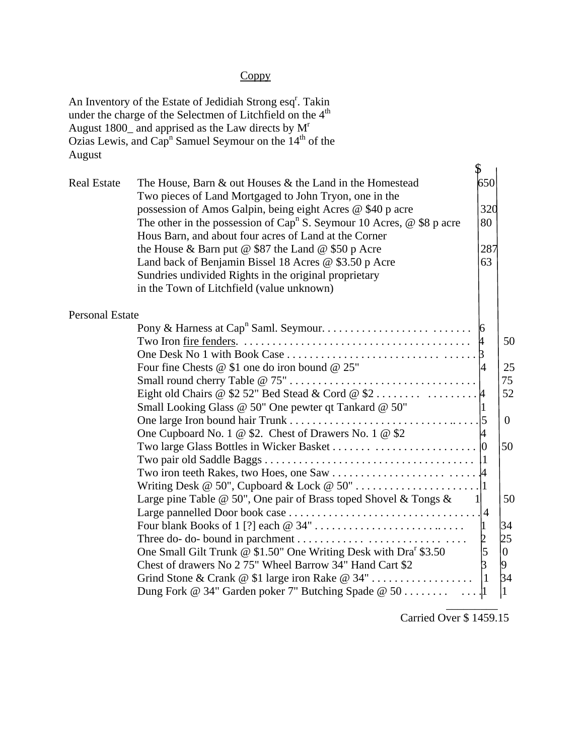Coppy

An Inventory of the Estate of Jedidiah Strong esq[r]. Takin under the charge of the Selectmen of Litchfield on the 4[th] August 1800_ and apprised as the Law directs by M[r] Ozias Lewis, and Cap[n] Samuel Seymour on the 14[th] of the August

| | | $ | |
|---|---|---|---|
| Real Estate | The House, Barn & out Houses & the Land in the Homestead | 650 | |
| | Two pieces of Land Mortgaged to John Tryon, one in the possession of Amos Galpin, being eight Acres @ $40 p acre | 320 | |
| | The other in the possession of Cap[n] S. Seymour 10 Acres, @ $8 p acre | 80 | |
| | Hous Barn, and about four acres of Land at the Corner the House & Barn put @ $87 the Land @ $50 p Acre | 287 | |
| | Land back of Benjamin Bissel 18 Acres @ $3.50 p Acre | 63 | |
| | Sundries undivided Rights in the original proprietary in the Town of Litchfield (value unknown) | | |
| Personal Estate | | | |
| | Pony & Harness at Cap[n] Saml. Seymour. . . . . . . . . . . . . . . . . . . . . . . . . . . . . . . . | 6 | |
| | Two Iron fire fenders. . . . . . . . . . . . . . . . . . . . . . . . . . . . . . . . . . . . . . . . | 4 | 50 |
| | One Desk No 1 with Book Case . . . . . . . . . . . . . . . . . . . . . . . . . . . . . . . . . . | 3 | |
| | Four fine Chests @ $1 one do iron bound @ 25" | 4 | 25 |
| | Small round cherry Table @ 75" . . . . . . . . . . . . . . . . . . . . . . . . . . . . . . . . | | 75 |
| | Eight old Chairs @ $2 52" Bed Stead & Cord @ $2 . . . . . . . . . . . . . . . . . | 4 | 52 |
| | Small Looking Glass @ 50" One pewter qt Tankard @ 50" | 1 | |
| | One large Iron bound hair Trunk . . . . . . . . . . . . . . . . . . . . . . . . . . . . . . . . . | 5 | 0 |
| | One Cupboard No. 1 @ $2. Chest of Drawers No. 1 @ $2 | 4 | |
| | Two large Glass Bottles in Wicker Basket . . . . . . . . . . . . . . . . . . . . . . . . . . | 0 | 50 |
| | Two pair old Saddle Baggs . . . . . . . . . . . . . . . . . . . . . . . . . . . . . . . . . . . . | 1 | |
| | Two iron teeth Rakes, two Hoes, one Saw . . . . . . . . . . . . . . . . . . . . . . . . . . . | 4 | |
| | Writing Desk @ 50", Cupboard & Lock @ 50" . . . . . . . . . . . . . . . . . . . . . . | 1 | |
| | Large pine Table @ 50", One pair of Brass toped Shovel & Tongs & | 1 | 50 |
| | Large pannelled Door book case . . . . . . . . . . . . . . . . . . . . . . . . . . . . . . . . . | 4 | |
| | Four blank Books of 1 [?] each @ 34" . . . . . . . . . . . . . . . . . . . . . . . . . . . | 1 | 34 |
| | Three do- do- bound in parchment . . . . . . . . . . . . . . . . . . . . . . . . . . . . . | 2 | 25 |
| | One Small Gilt Trunk @ $1.50" One Writing Desk with Dra[r] $3.50 | 5 | 0 |
| | Chest of drawers No 2 75" Wheel Barrow 34" Hand Cart $2 | 3 | 9 |
| | Grind Stone & Crank @ $1 large iron Rake @ 34" . . . . . . . . . . . . . . . . . . | 1 | 34 |
| | Dung Fork @ 34" Garden poker 7" Butching Spade @ 50 . . . . . . . . . . . | 1 | 1 |

Carried Over $ 1459.15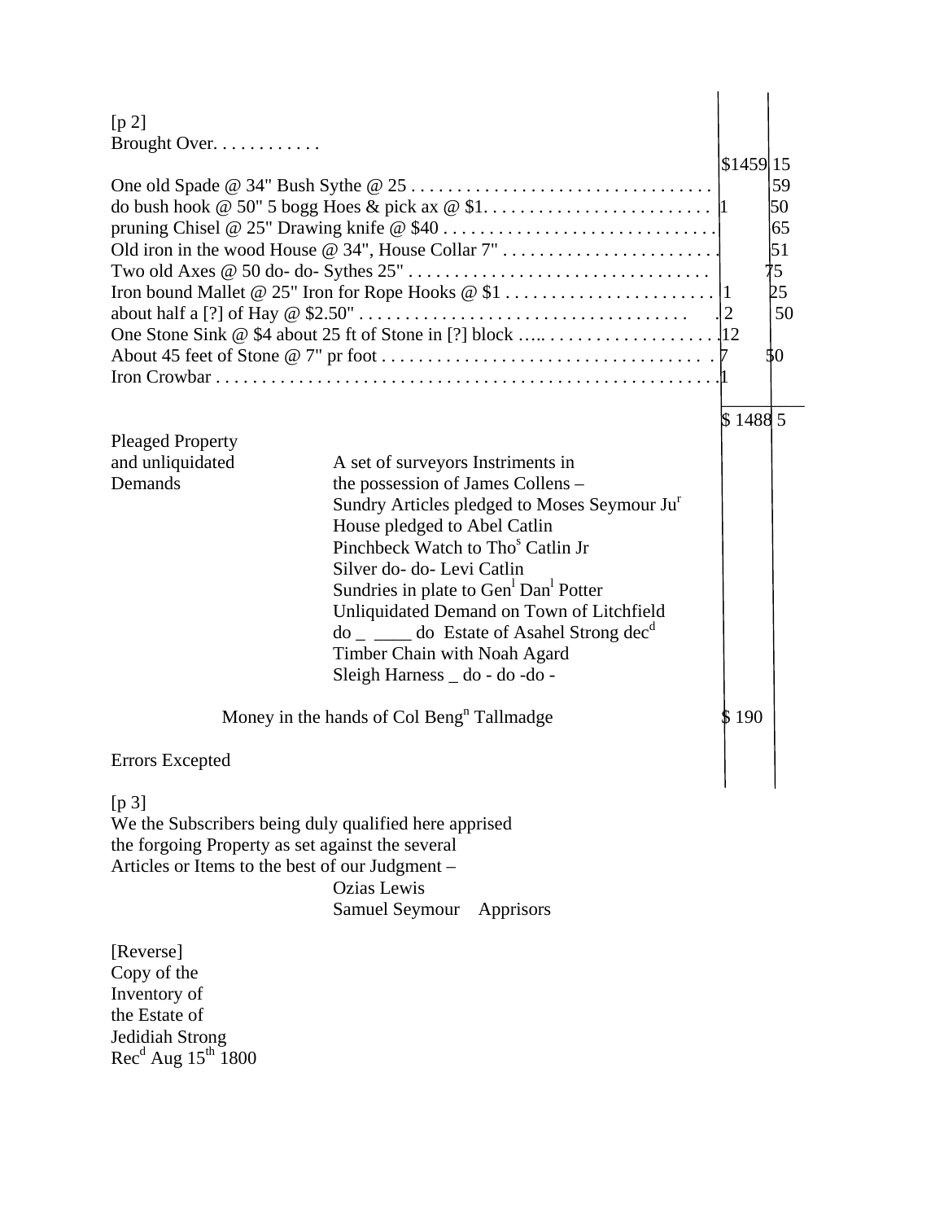[p 2]
Brought Over. . . . . . . . . . . .

| Item | $ | cts |
|---|---|---|
| Brought Over | $1459 | 15 |
| One old Spade @ 34" Bush Sythe @ 25 | | 59 |
| do bush hook @ 50" 5 bogg Hoes & pick ax @ $1 | 1 | 50 |
| pruning Chisel @ 25" Drawing knife @ $40 | | 65 |
| Old iron in the wood House @ 34", House Collar 7" | | 51 |
| Two old Axes @ 50 do- do- Sythes 25" | | 75 |
| Iron bound Mallet @ 25" Iron for Rope Hooks @ $1 | 1 | 25 |
| about half a [?] of Hay @ $2.50" | 2 | 50 |
| One Stone Sink @ $4 about 25 ft of Stone in [?] block | 12 | |
| About 45 feet of Stone @ 7" pr foot | 7 | 50 |
| Iron Crowbar | 1 | |
| | $ 1488 | 5 |

Pleaged Property and unliquidated Demands

A set of surveyors Instriments in the possession of James Collens –
Sundry Articles pledged to Moses Seymour Jur
House pledged to Abel Catlin
Pinchbeck Watch to Thos Catlin Jr
Silver do- do- Levi Catlin
Sundries in plate to Genl Danl Potter
Unliquidated Demand on Town of Litchfield
do _ ____ do Estate of Asahel Strong decd
Timber Chain with Noah Agard
Sleigh Harness _ do - do -do -

Money in the hands of Col Bengn Tallmadge $ 190

Errors Excepted

[p 3]
We the Subscribers being duly qualified here apprised
the forgoing Property as set against the several
Articles or Items to the best of our Judgment –

Ozias Lewis
Samuel Seymour Apprisors

[Reverse]
Copy of the
Inventory of
the Estate of
Jedidiah Strong
Recd Aug 15th 1800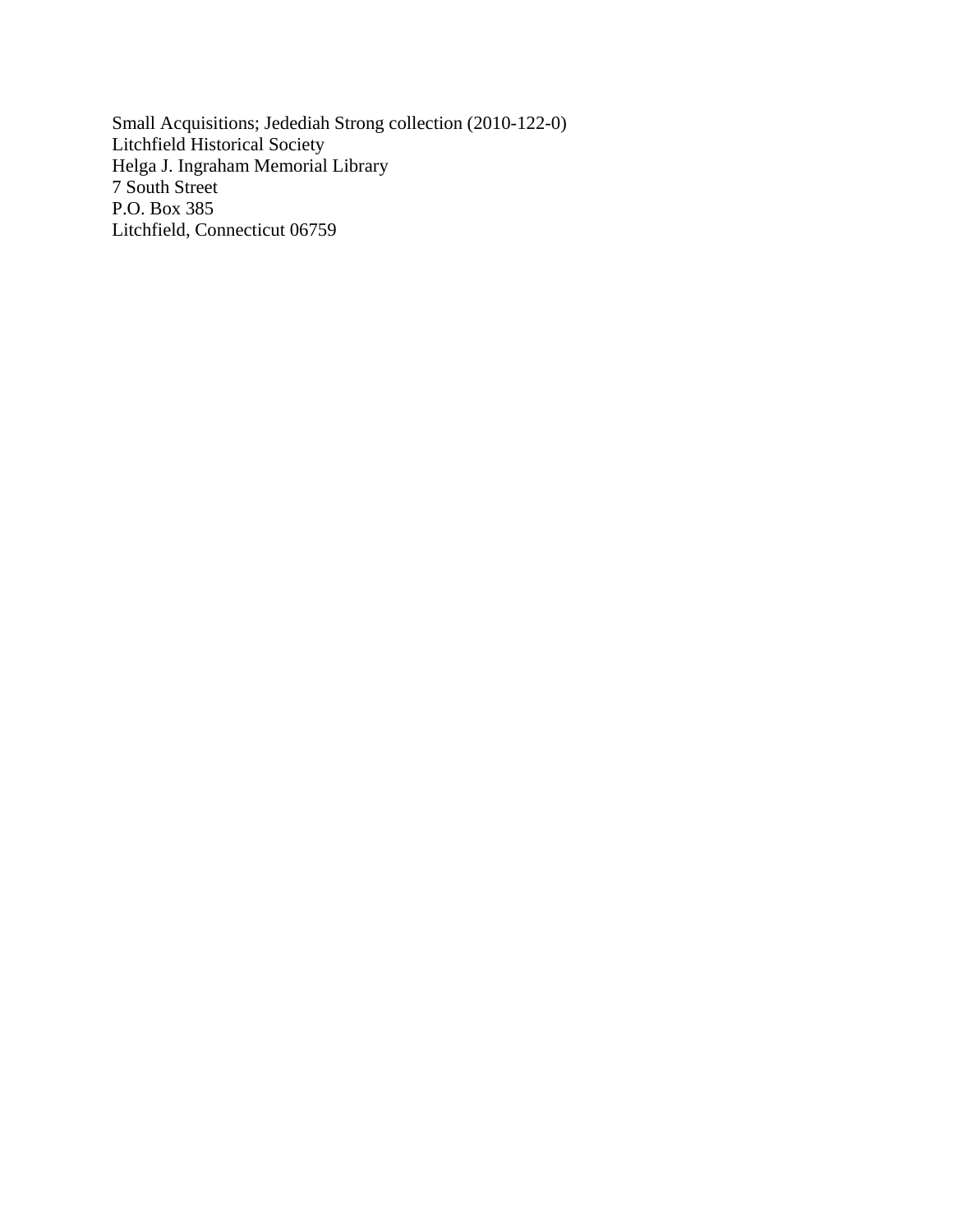Small Acquisitions; Jedediah Strong collection (2010-122-0)
Litchfield Historical Society
Helga J. Ingraham Memorial Library
7 South Street
P.O. Box 385
Litchfield, Connecticut 06759